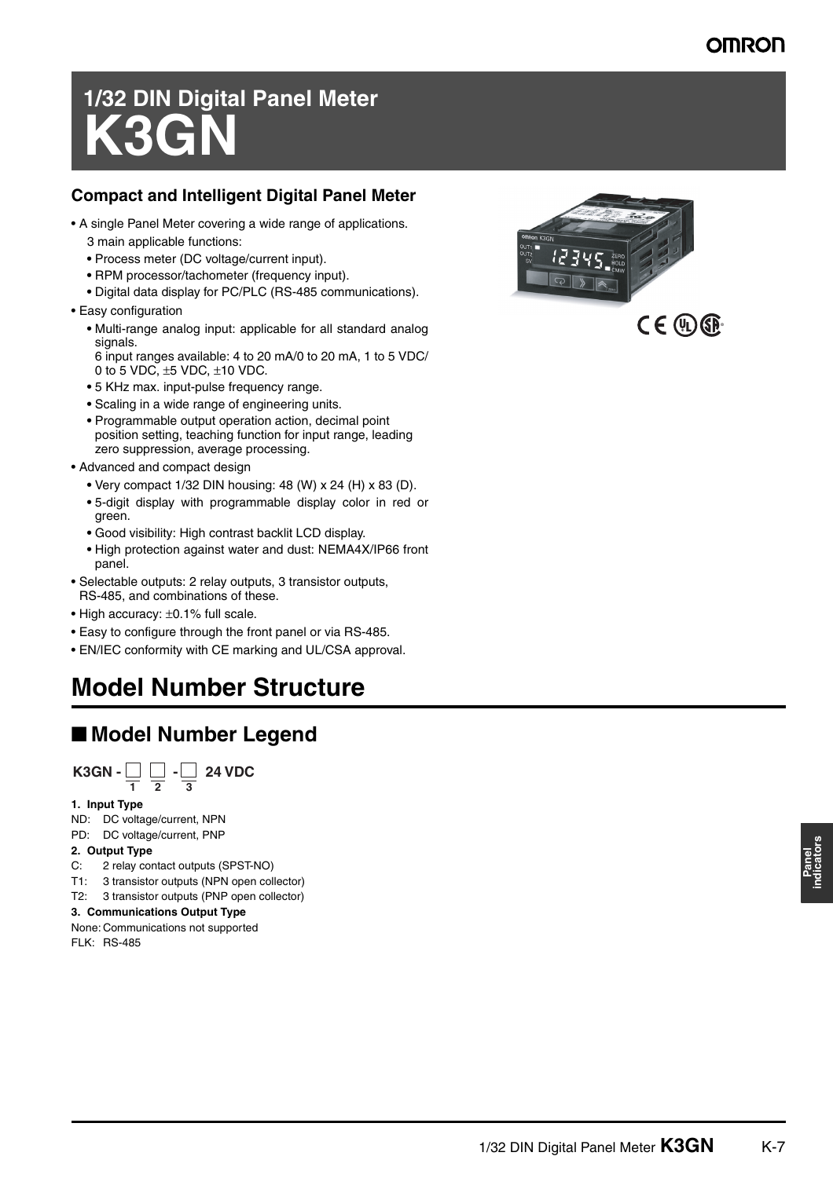# 1/32 DIN Digital Panel Meter
# K3GN

### Compact and Intelligent Digital Panel Meter

- A single Panel Meter covering a wide range of applications.
  3 main applicable functions:
  - Process meter (DC voltage/current input).
  - RPM processor/tachometer (frequency input).
  - Digital data display for PC/PLC (RS-485 communications).
- Easy configuration
  - Multi-range analog input: applicable for all standard analog signals.
    6 input ranges available: 4 to 20 mA/0 to 20 mA, 1 to 5 VDC/ 0 to 5 VDC, ±5 VDC, ±10 VDC.
  - 5 KHz max. input-pulse frequency range.
  - Scaling in a wide range of engineering units.
  - Programmable output operation action, decimal point position setting, teaching function for input range, leading zero suppression, average processing.
- Advanced and compact design
  - Very compact 1/32 DIN housing: 48 (W) x 24 (H) x 83 (D).
  - 5-digit display with programmable display color in red or green.
  - Good visibility: High contrast backlit LCD display.
  - High protection against water and dust: NEMA4X/IP66 front panel.
- Selectable outputs: 2 relay outputs, 3 transistor outputs, RS-485, and combinations of these.
- High accuracy: ±0.1% full scale.
- Easy to configure through the front panel or via RS-485.
- EN/IEC conformity with CE marking and UL/CSA approval.

# Model Number Structure

## ■ Model Number Legend

**K3GN - ☐ ☐ - ☐ 24 VDC**
(1) (2) (3)

**1. Input Type**

ND: DC voltage/current, NPN
PD: DC voltage/current, PNP

**2. Output Type**

C: 2 relay contact outputs (SPST-NO)
T1: 3 transistor outputs (NPN open collector)
T2: 3 transistor outputs (PNP open collector)

**3. Communications Output Type**

None: Communications not supported
FLK: RS-485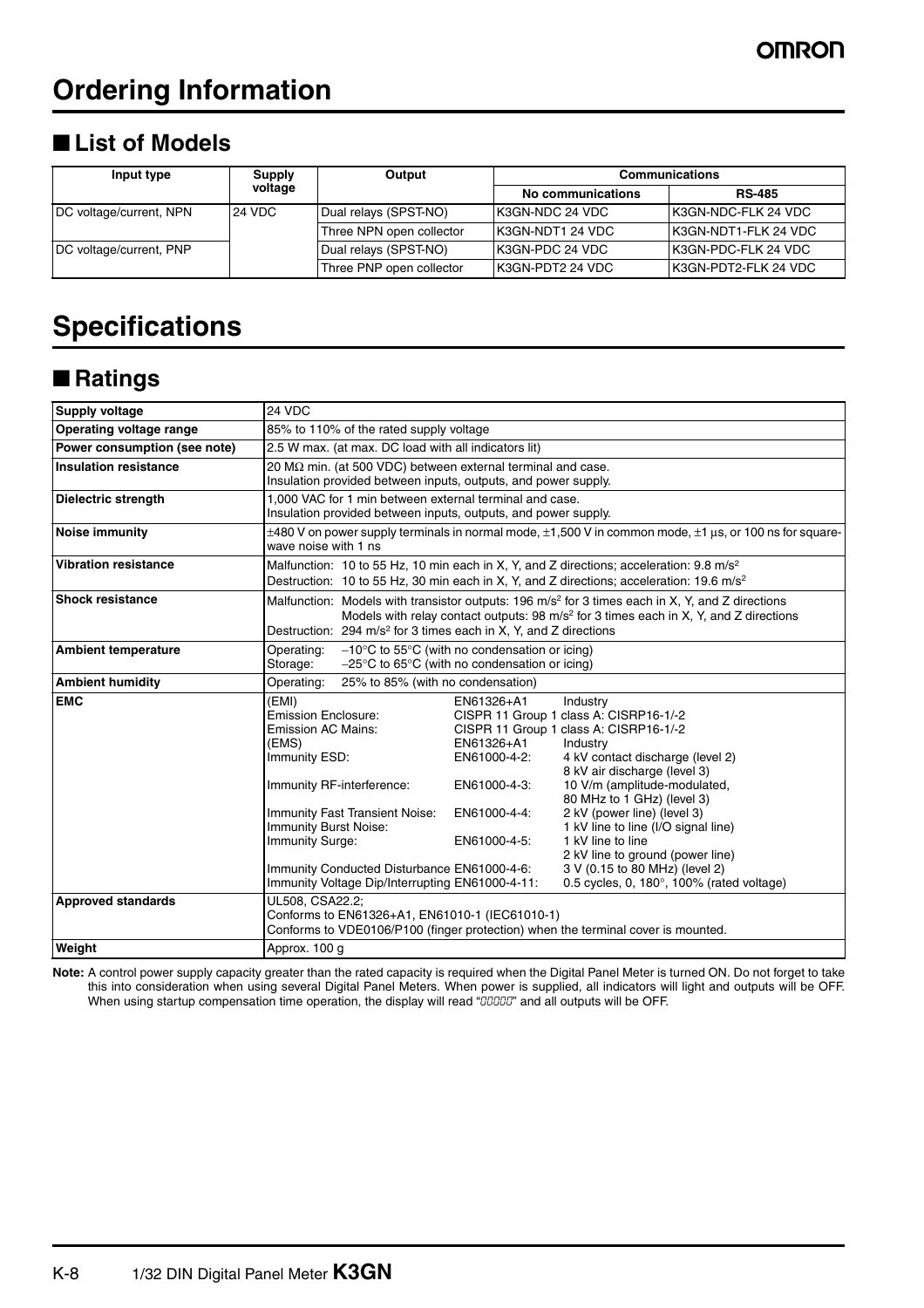# Ordering Information

## ■ List of Models

| Input type | Supply voltage | Output | Communications | |
|---|---|---|---|---|
| | | | No communications | RS-485 |
| DC voltage/current, NPN | 24 VDC | Dual relays (SPST-NO) | K3GN-NDC 24 VDC | K3GN-NDC-FLK 24 VDC |
| | | Three NPN open collector | K3GN-NDT1 24 VDC | K3GN-NDT1-FLK 24 VDC |
| DC voltage/current, PNP | | Dual relays (SPST-NO) | K3GN-PDC 24 VDC | K3GN-PDC-FLK 24 VDC |
| | | Three PNP open collector | K3GN-PDT2 24 VDC | K3GN-PDT2-FLK 24 VDC |

# Specifications

## ■ Ratings

| | |
|---|---|
| **Supply voltage** | 24 VDC |
| **Operating voltage range** | 85% to 110% of the rated supply voltage |
| **Power consumption (see note)** | 2.5 W max. (at max. DC load with all indicators lit) |
| **Insulation resistance** | 20 MΩ min. (at 500 VDC) between external terminal and case.<br>Insulation provided between inputs, outputs, and power supply. |
| **Dielectric strength** | 1,000 VAC for 1 min between external terminal and case.<br>Insulation provided between inputs, outputs, and power supply. |
| **Noise immunity** | ±480 V on power supply terminals in normal mode, ±1,500 V in common mode, ±1 µs, or 100 ns for square-wave noise with 1 ns |
| **Vibration resistance** | Malfunction: 10 to 55 Hz, 10 min each in X, Y, and Z directions; acceleration: 9.8 m/s²<br>Destruction: 10 to 55 Hz, 30 min each in X, Y, and Z directions; acceleration: 19.6 m/s² |
| **Shock resistance** | Malfunction: Models with transistor outputs: 196 m/s² for 3 times each in X, Y, and Z directions<br>Models with relay contact outputs: 98 m/s² for 3 times each in X, Y, and Z directions<br>Destruction: 294 m/s² for 3 times each in X, Y, and Z directions |
| **Ambient temperature** | Operating: −10°C to 55°C (with no condensation or icing)<br>Storage: −25°C to 65°C (with no condensation or icing) |
| **Ambient humidity** | Operating: 25% to 85% (with no condensation) |
| **EMC** | (EMI) EN61326+A1 Industry<br>Emission Enclosure: CISPR 11 Group 1 class A: CISRP16-1/-2<br>Emission AC Mains: CISPR 11 Group 1 class A: CISRP16-1/-2<br>(EMS) EN61326+A1 Industry<br>Immunity ESD: EN61000-4-2: 4 kV contact discharge (level 2), 8 kV air discharge (level 3)<br>Immunity RF-interference: EN61000-4-3: 10 V/m (amplitude-modulated, 80 MHz to 1 GHz) (level 3)<br>Immunity Fast Transient Noise: EN61000-4-4: 2 kV (power line) (level 3)<br>Immunity Burst Noise: 1 kV line to line (I/O signal line)<br>Immunity Surge: EN61000-4-5: 1 kV line to line, 2 kV line to ground (power line)<br>Immunity Conducted Disturbance EN61000-4-6: 3 V (0.15 to 80 MHz) (level 2)<br>Immunity Voltage Dip/Interrupting EN61000-4-11: 0.5 cycles, 0, 180°, 100% (rated voltage) |
| **Approved standards** | UL508, CSA22.2;<br>Conforms to EN61326+A1, EN61010-1 (IEC61010-1)<br>Conforms to VDE0106/P100 (finger protection) when the terminal cover is mounted. |
| **Weight** | Approx. 100 g |

**Note:** A control power supply capacity greater than the rated capacity is required when the Digital Panel Meter is turned ON. Do not forget to take this into consideration when using several Digital Panel Meters. When power is supplied, all indicators will light and outputs will be OFF. When using startup compensation time operation, the display will read "00000" and all outputs will be OFF.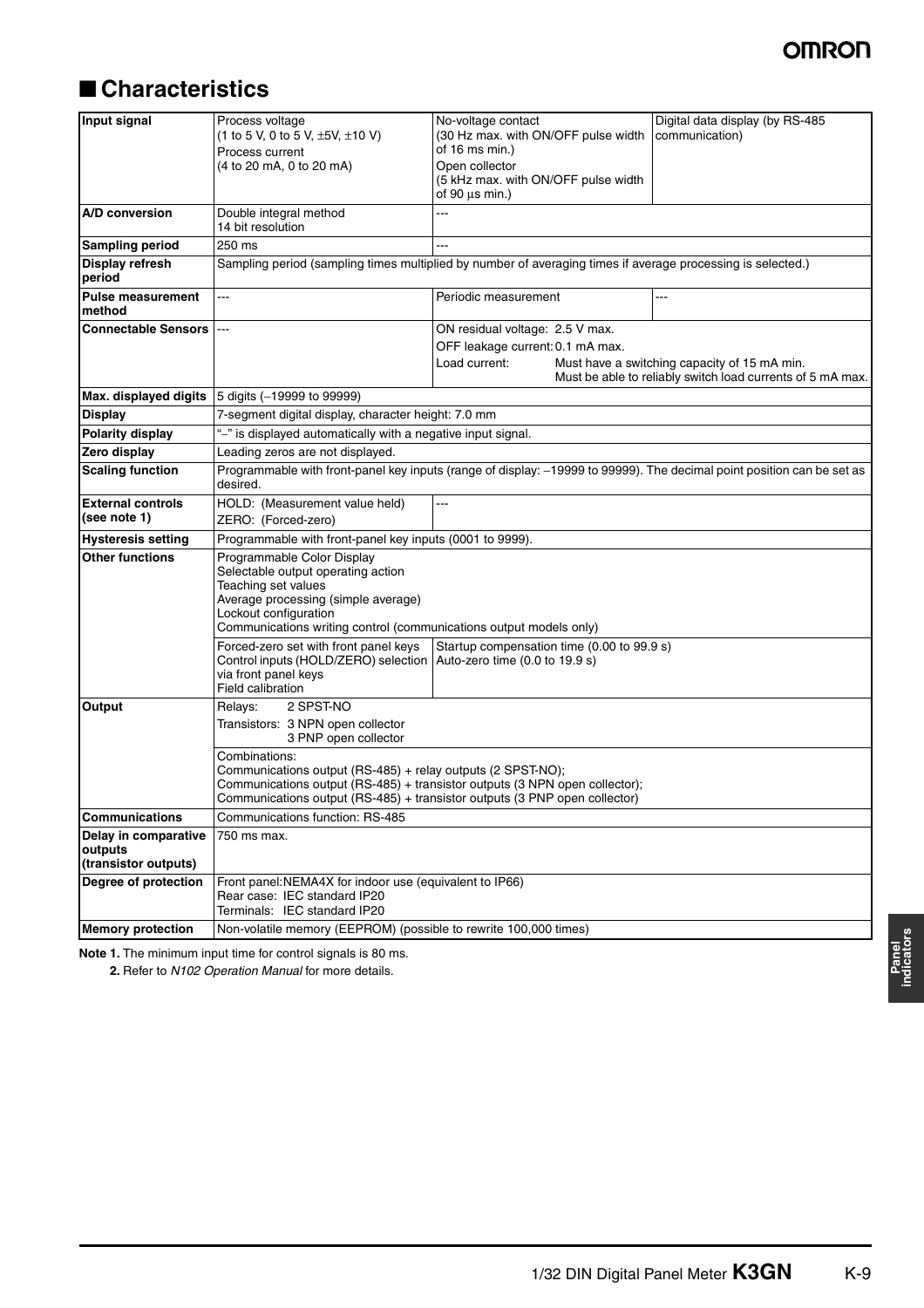## ■ Characteristics

| Input signal | Process voltage (1 to 5 V, 0 to 5 V, ±5V, ±10 V)<br>Process current (4 to 20 mA, 0 to 20 mA) | No-voltage contact (30 Hz max. with ON/OFF pulse width of 16 ms min.)<br>Open collector (5 kHz max. with ON/OFF pulse width of 90 µs min.) | Digital data display (by RS-485 communication) |
|---|---|---|---|
| A/D conversion | Double integral method<br>14 bit resolution | --- | |
| Sampling period | 250 ms | --- | |
| Display refresh period | Sampling period (sampling times multiplied by number of averaging times if average processing is selected.) | | |
| Pulse measurement method | --- | Periodic measurement | --- |
| Connectable Sensors | --- | ON residual voltage: 2.5 V max.<br>OFF leakage current: 0.1 mA max.<br>Load current: Must have a switching capacity of 15 mA min. Must be able to reliably switch load currents of 5 mA max. | |
| Max. displayed digits | 5 digits (–19999 to 99999) | | |
| Display | 7-segment digital display, character height: 7.0 mm | | |
| Polarity display | "–" is displayed automatically with a negative input signal. | | |
| Zero display | Leading zeros are not displayed. | | |
| Scaling function | Programmable with front-panel key inputs (range of display: –19999 to 99999). The decimal point position can be set as desired. | | |
| External controls (see note 1) | HOLD: (Measurement value held)<br>ZERO: (Forced-zero) | --- | |
| Hysteresis setting | Programmable with front-panel key inputs (0001 to 9999). | | |
| Other functions | Programmable Color Display<br>Selectable output operating action<br>Teaching set values<br>Average processing (simple average)<br>Lockout configuration<br>Communications writing control (communications output models only) | | |
| | Forced-zero set with front panel keys<br>Control inputs (HOLD/ZERO) selection via front panel keys<br>Field calibration | Startup compensation time (0.00 to 99.9 s)<br>Auto-zero time (0.0 to 19.9 s) | |
| Output | Relays: 2 SPST-NO<br>Transistors: 3 NPN open collector<br>3 PNP open collector | | |
| | Combinations:<br>Communications output (RS-485) + relay outputs (2 SPST-NO);<br>Communications output (RS-485) + transistor outputs (3 NPN open collector);<br>Communications output (RS-485) + transistor outputs (3 PNP open collector) | | |
| Communications | Communications function: RS-485 | | |
| Delay in comparative outputs (transistor outputs) | 750 ms max. | | |
| Degree of protection | Front panel: NEMA4X for indoor use (equivalent to IP66)<br>Rear case: IEC standard IP20<br>Terminals: IEC standard IP20 | | |
| Memory protection | Non-volatile memory (EEPROM) (possible to rewrite 100,000 times) | | |

**Note 1.** The minimum input time for control signals is 80 ms.

**2.** Refer to *N102 Operation Manual* for more details.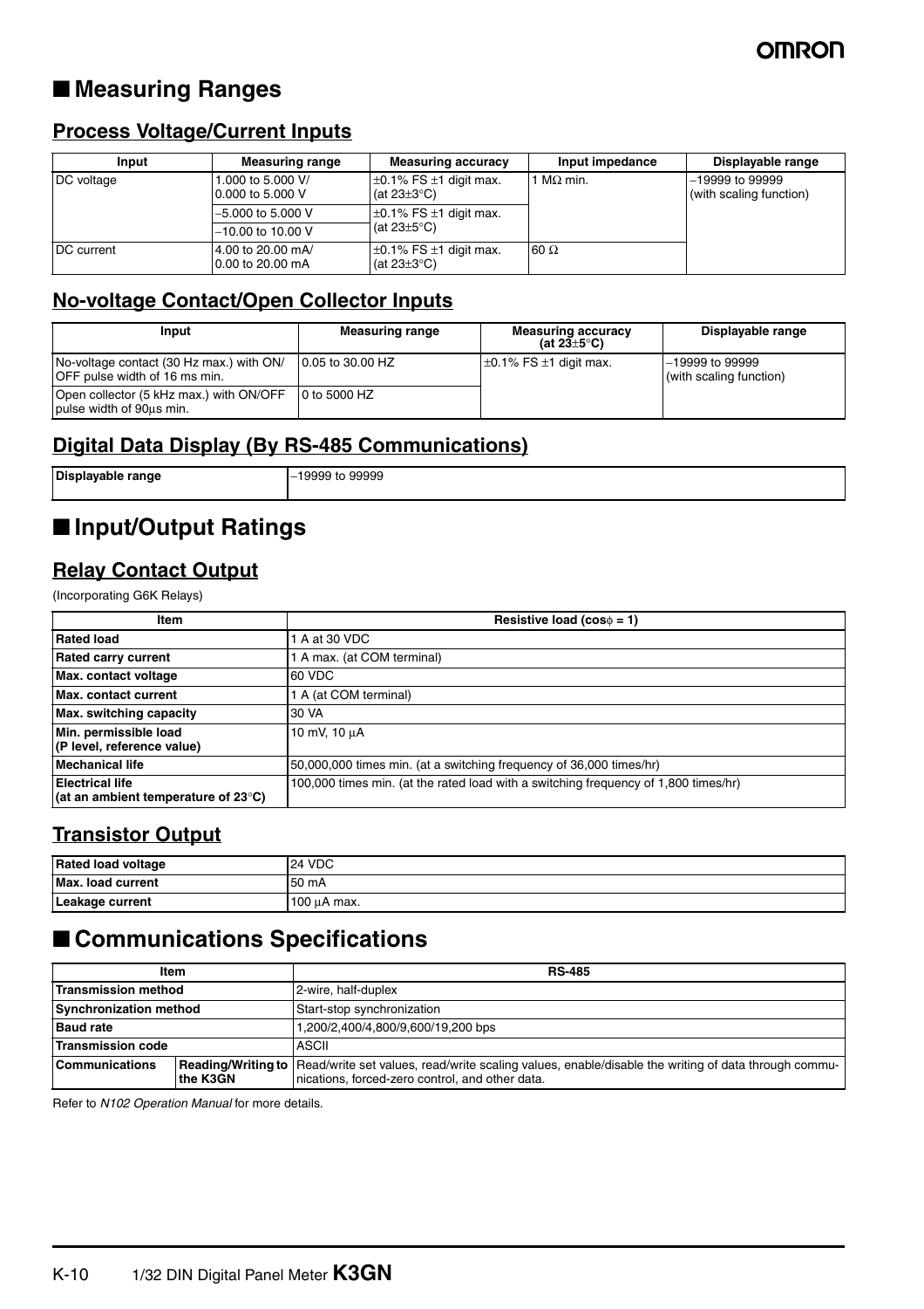## ■ Measuring Ranges

### Process Voltage/Current Inputs

| Input | Measuring range | Measuring accuracy | Input impedance | Displayable range |
|---|---|---|---|---|
| DC voltage | 1.000 to 5.000 V/ 0.000 to 5.000 V | ±0.1% FS ±1 digit max. (at 23±3°C) | 1 MΩ min. | –19999 to 99999 (with scaling function) |
| | –5.000 to 5.000 V | ±0.1% FS ±1 digit max. (at 23±5°C) | | |
| | –10.00 to 10.00 V | | | |
| DC current | 4.00 to 20.00 mA/ 0.00 to 20.00 mA | ±0.1% FS ±1 digit max. (at 23±3°C) | 60 Ω | |

### No-voltage Contact/Open Collector Inputs

| Input | Measuring range | Measuring accuracy (at 23±5°C) | Displayable range |
|---|---|---|---|
| No-voltage contact (30 Hz max.) with ON/ OFF pulse width of 16 ms min. | 0.05 to 30.00 HZ | ±0.1% FS ±1 digit max. | –19999 to 99999 (with scaling function) |
| Open collector (5 kHz max.) with ON/OFF pulse width of 90μs min. | 0 to 5000 HZ | | |

### Digital Data Display (By RS-485 Communications)

| Displayable range | –19999 to 99999 |
|---|---|

## ■ Input/Output Ratings

### Relay Contact Output

(Incorporating G6K Relays)

| Item | Resistive load (cosφ = 1) |
|---|---|
| Rated load | 1 A at 30 VDC |
| Rated carry current | 1 A max. (at COM terminal) |
| Max. contact voltage | 60 VDC |
| Max. contact current | 1 A (at COM terminal) |
| Max. switching capacity | 30 VA |
| Min. permissible load (P level, reference value) | 10 mV, 10 μA |
| Mechanical life | 50,000,000 times min. (at a switching frequency of 36,000 times/hr) |
| Electrical life (at an ambient temperature of 23°C) | 100,000 times min. (at the rated load with a switching frequency of 1,800 times/hr) |

### Transistor Output

| Rated load voltage | 24 VDC |
|---|---|
| Max. load current | 50 mA |
| Leakage current | 100 μA max. |

## ■ Communications Specifications

| Item | | RS-485 |
|---|---|---|
| Transmission method | | 2-wire, half-duplex |
| Synchronization method | | Start-stop synchronization |
| Baud rate | | 1,200/2,400/4,800/9,600/19,200 bps |
| Transmission code | | ASCII |
| Communications | Reading/Writing to the K3GN | Read/write set values, read/write scaling values, enable/disable the writing of data through communications, forced-zero control, and other data. |

Refer to *N102 Operation Manual* for more details.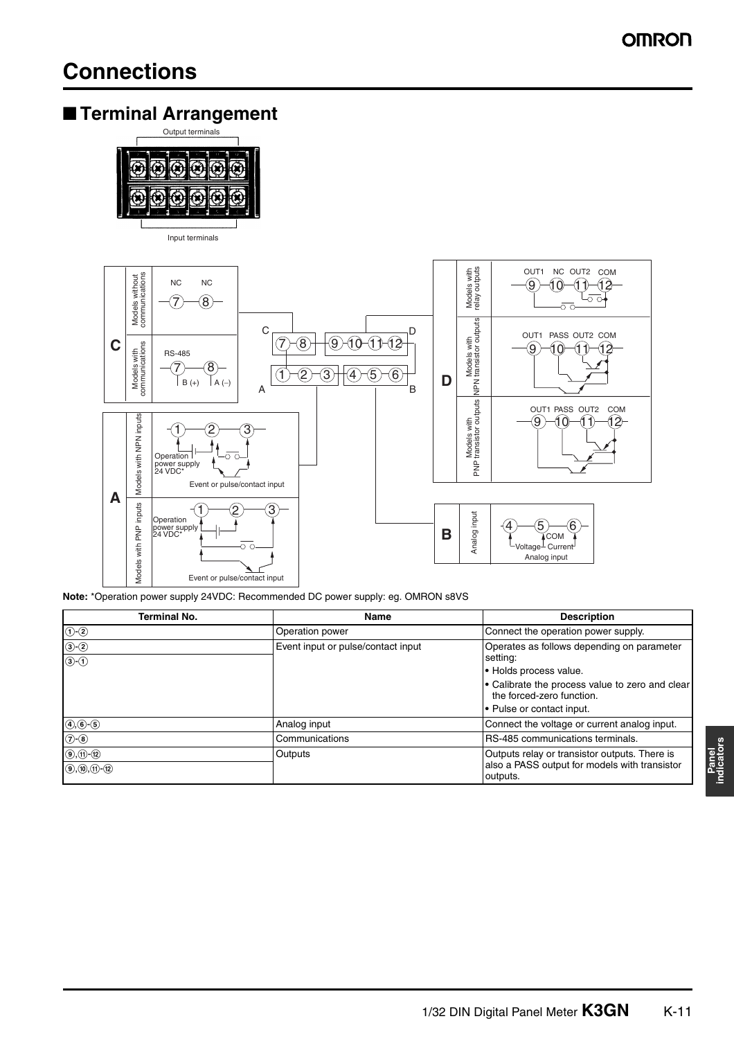# Connections

## ■ Terminal Arrangement

Output terminals

Input terminals

**C**

Models without communications: NC NC (7) (8)

Models with communications: RS-485 (7) B (+) (8) A (−)

**A**

Models with NPN inputs: (1) (2) (3) Operation power supply 24 VDC* Event or pulse/contact input

Models with PNP inputs: (1) (2) (3) Operation power supply 24 VDC* Event or pulse/contact input

**D**

Models with relay outputs: OUT1 (9) NC (10) OUT2 (11) COM (12)

Models with NPN transistor outputs: OUT1 (9) PASS (10) OUT2 (11) COM (12)

Models with PNP transistor outputs: OUT1 (9) PASS (10) OUT2 (11) COM (12)

**B**

Analog input: (4) (5) (6) Voltage COM Current Analog input

**Note:** *Operation power supply 24VDC: Recommended DC power supply: eg. OMRON s8VS

| Terminal No. | Name | Description |
|---|---|---|
| ①-② | Operation power | Connect the operation power supply. |
| ③-②<br>③-① | Event input or pulse/contact input | Operates as follows depending on parameter setting:<br>• Holds process value.<br>• Calibrate the process value to zero and clear the forced-zero function.<br>• Pulse or contact input. |
| ④,⑥-⑤ | Analog input | Connect the voltage or current analog input. |
| ⑦-⑧ | Communications | RS-485 communications terminals. |
| ⑨,⑪-⑫<br>⑨,⑩,⑪-⑫ | Outputs | Outputs relay or transistor outputs. There is also a PASS output for models with transistor outputs. |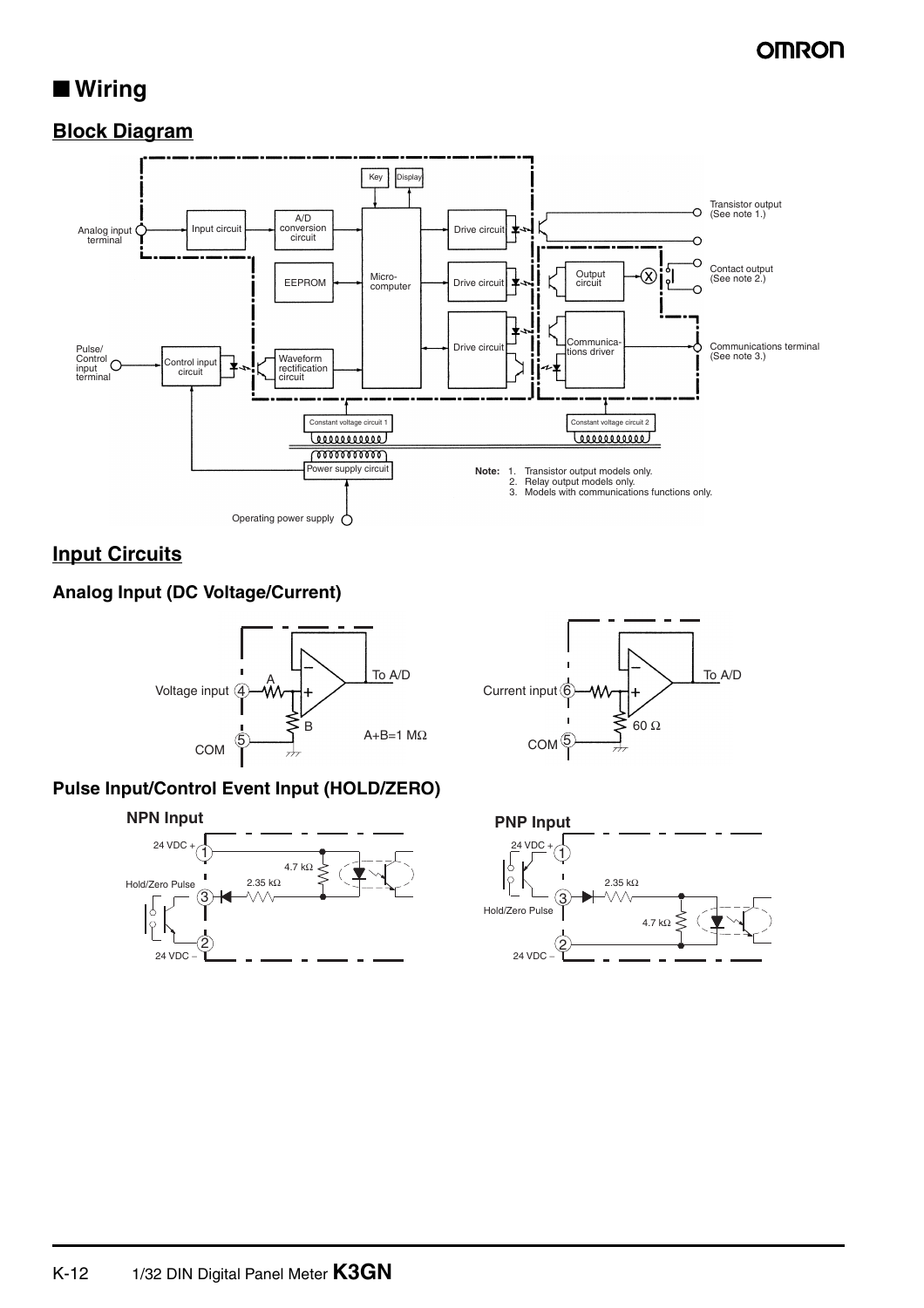## ■ Wiring

### Block Diagram

Analog input terminal

Input circuit

A/D conversion circuit

Key

Display

Micro-computer

EEPROM

Drive circuit

Drive circuit

Drive circuit

Transistor output (See note 1.)

Output circuit

Contact output (See note 2.)

Communications driver

Communications terminal (See note 3.)

Pulse/ Control input terminal

Control input circuit

Waveform rectification circuit

Constant voltage circuit 1

Constant voltage circuit 2

Power supply circuit

Operating power supply

**Note:** 1. Transistor output models only.
2. Relay output models only.
3. Models with communications functions only.

### Input Circuits

#### Analog Input (DC Voltage/Current)

Voltage input ④, COM ⑤, A, B, To A/D, A+B=1 MΩ

Current input ⑥, COM ⑤, 60 Ω, To A/D

#### Pulse Input/Control Event Input (HOLD/ZERO)

**NPN Input**

24 VDC + ①, Hold/Zero Pulse ③, 24 VDC – ②, 4.7 kΩ, 2.35 kΩ

**PNP Input**

24 VDC + ①, Hold/Zero Pulse ③, 24 VDC – ②, 2.35 kΩ, 4.7 kΩ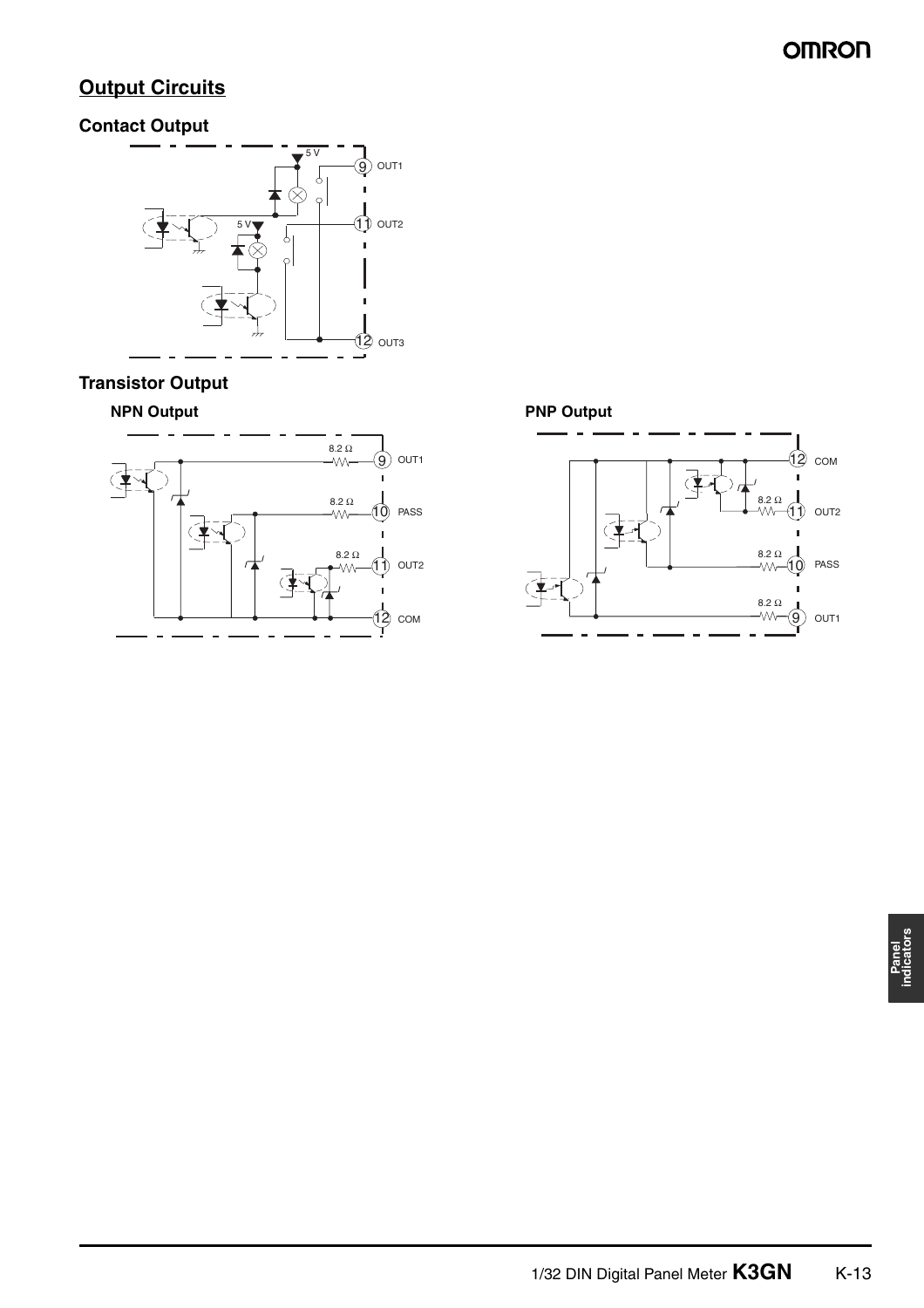## Output Circuits

### Contact Output

### Transistor Output

#### NPN Output

#### PNP Output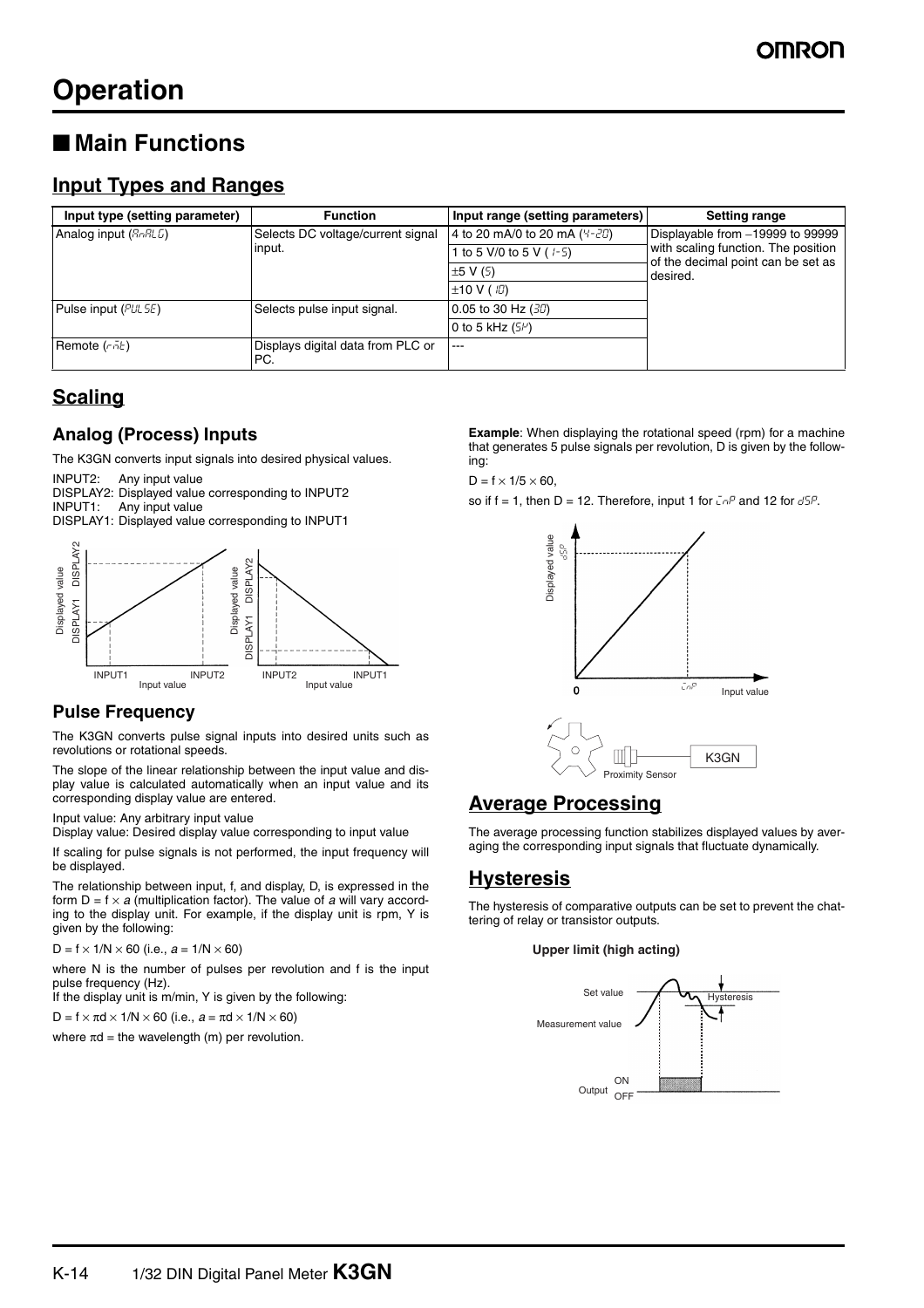# Operation

## ■ Main Functions

### Input Types and Ranges

| Input type (setting parameter) | Function | Input range (setting parameters) | Setting range |
|---|---|---|---|
| Analog input (AnALG) | Selects DC voltage/current signal input. | 4 to 20 mA/0 to 20 mA (4-20) | Displayable from −19999 to 99999 with scaling function. The position of the decimal point can be set as desired. |
| | | 1 to 5 V/0 to 5 V (1-5) | |
| | | ±5 V (5) | |
| | | ±10 V (10) | |
| Pulse input (PULSE) | Selects pulse input signal. | 0.05 to 30 Hz (30) | |
| | | 0 to 5 kHz (5K) | |
| Remote (rmt) | Displays digital data from PLC or PC. | --- | |

### Scaling

#### Analog (Process) Inputs

The K3GN converts input signals into desired physical values.

INPUT2: Any input value
DISPLAY2: Displayed value corresponding to INPUT2
INPUT1: Any input value
DISPLAY1: Displayed value corresponding to INPUT1

#### Pulse Frequency

The K3GN converts pulse signal inputs into desired units such as revolutions or rotational speeds.

The slope of the linear relationship between the input value and display value is calculated automatically when an input value and its corresponding display value are entered.

Input value: Any arbitrary input value
Display value: Desired display value corresponding to input value

If scaling for pulse signals is not performed, the input frequency will be displayed.

The relationship between input, f, and display, D, is expressed in the form $D = f \times a$ (multiplication factor). The value of *a* will vary according to the display unit. For example, if the display unit is rpm, Y is given by the following:

$D = f \times 1/N \times 60$ (i.e., $a = 1/N \times 60$)

where N is the number of pulses per revolution and f is the input pulse frequency (Hz).
If the display unit is m/min, Y is given by the following:

$D = f \times \pi d \times 1/N \times 60$ (i.e., $a = \pi d \times 1/N \times 60$)

where $\pi d$ = the wavelength (m) per revolution.

**Example**: When displaying the rotational speed (rpm) for a machine that generates 5 pulse signals per revolution, D is given by the following:

$D = f \times 1/5 \times 60,$

so if f = 1, then D = 12. Therefore, input 1 for inP and 12 for dSP.

### Average Processing

The average processing function stabilizes displayed values by averaging the corresponding input signals that fluctuate dynamically.

### Hysteresis

The hysteresis of comparative outputs can be set to prevent the chattering of relay or transistor outputs.

**Upper limit (high acting)**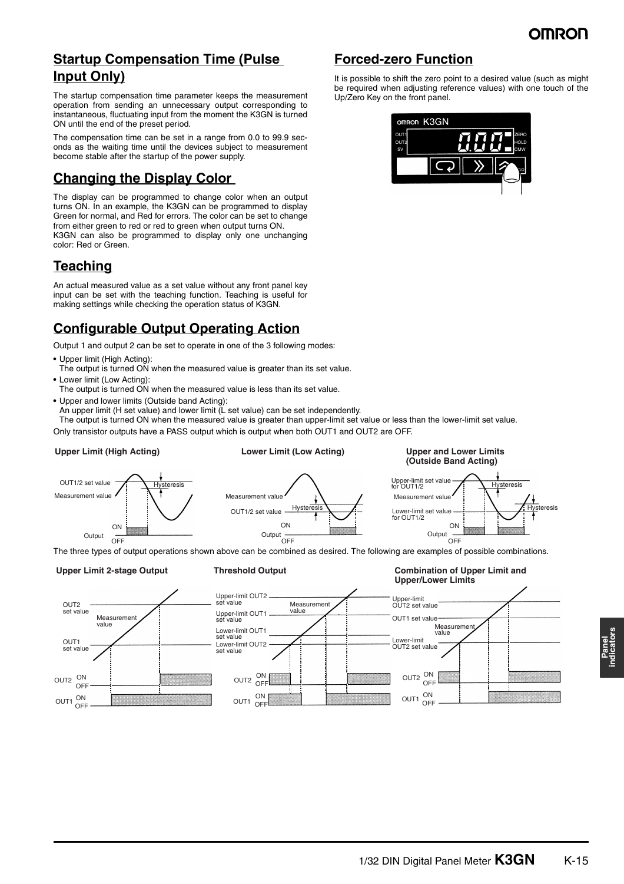## Startup Compensation Time (Pulse Input Only)

The startup compensation time parameter keeps the measurement operation from sending an unnecessary output corresponding to instantaneous, fluctuating input from the moment the K3GN is turned ON until the end of the preset period.

The compensation time can be set in a range from 0.0 to 99.9 seconds as the waiting time until the devices subject to measurement become stable after the startup of the power supply.

## Changing the Display Color

The display can be programmed to change color when an output turns ON. In an example, the K3GN can be programmed to display Green for normal, and Red for errors. The color can be set to change from either green to red or red to green when output turns ON.
K3GN can also be programmed to display only one unchanging color: Red or Green.

## Teaching

An actual measured value as a set value without any front panel key input can be set with the teaching function. Teaching is useful for making settings while checking the operation status of K3GN.

## Forced-zero Function

It is possible to shift the zero point to a desired value (such as might be required when adjusting reference values) with one touch of the Up/Zero Key on the front panel.

## Configurable Output Operating Action

Output 1 and output 2 can be set to operate in one of the 3 following modes:

- Upper limit (High Acting):
  The output is turned ON when the measured value is greater than its set value.
- Lower limit (Low Acting):
  The output is turned ON when the measured value is less than its set value.
- Upper and lower limits (Outside band Acting):
  An upper limit (H set value) and lower limit (L set value) can be set independently.
  The output is turned ON when the measured value is greater than upper-limit set value or less than the lower-limit set value.

Only transistor outputs have a PASS output which is output when both OUT1 and OUT2 are OFF.

**Upper Limit (High Acting)** **Lower Limit (Low Acting)** **Upper and Lower Limits (Outside Band Acting)**

The three types of output operations shown above can be combined as desired. The following are examples of possible combinations.

**Upper Limit 2-stage Output** **Threshold Output** **Combination of Upper Limit and Upper/Lower Limits**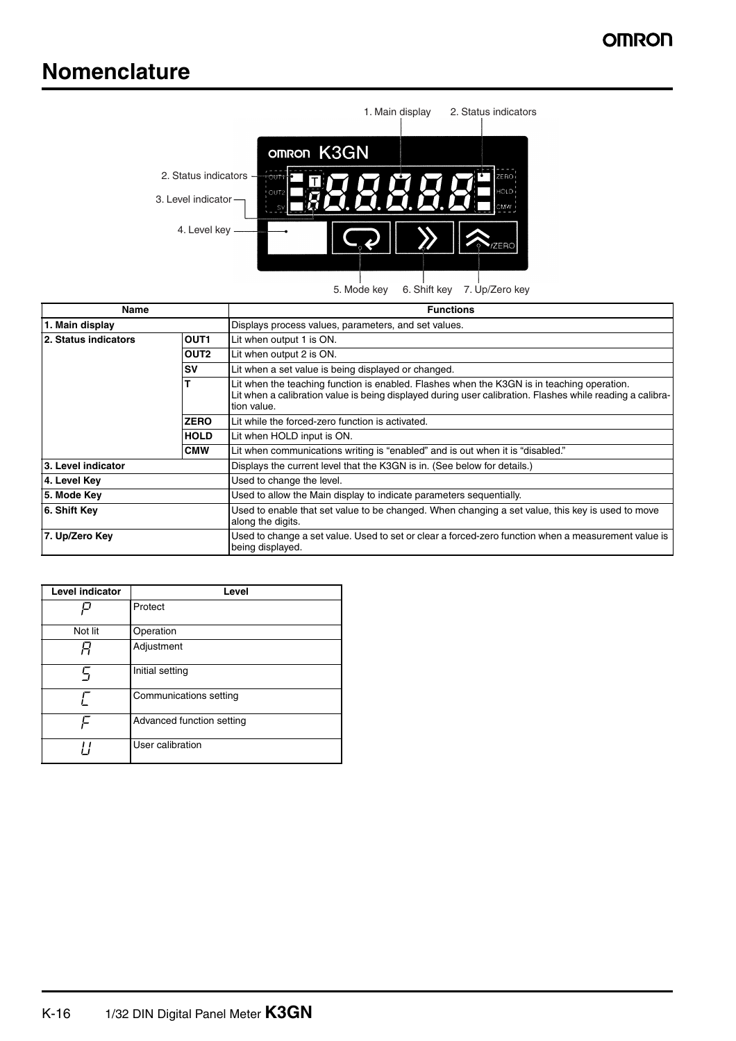# Nomenclature

| Name | | Functions |
|---|---|---|
| 1. Main display | | Displays process values, parameters, and set values. |
| 2. Status indicators | OUT1 | Lit when output 1 is ON. |
| | OUT2 | Lit when output 2 is ON. |
| | SV | Lit when a set value is being displayed or changed. |
| | T | Lit when the teaching function is enabled. Flashes when the K3GN is in teaching operation. Lit when a calibration value is being displayed during user calibration. Flashes while reading a calibration value. |
| | ZERO | Lit while the forced-zero function is activated. |
| | HOLD | Lit when HOLD input is ON. |
| | CMW | Lit when communications writing is "enabled" and is out when it is "disabled." |
| 3. Level indicator | | Displays the current level that the K3GN is in. (See below for details.) |
| 4. Level Key | | Used to change the level. |
| 5. Mode Key | | Used to allow the Main display to indicate parameters sequentially. |
| 6. Shift Key | | Used to enable that set value to be changed. When changing a set value, this key is used to move along the digits. |
| 7. Up/Zero Key | | Used to change a set value. Used to set or clear a forced-zero function when a measurement value is being displayed. |

| Level indicator | Level |
|---|---|
| P | Protect |
| Not lit | Operation |
| A | Adjustment |
| S | Initial setting |
| C | Communications setting |
| F | Advanced function setting |
| U | User calibration |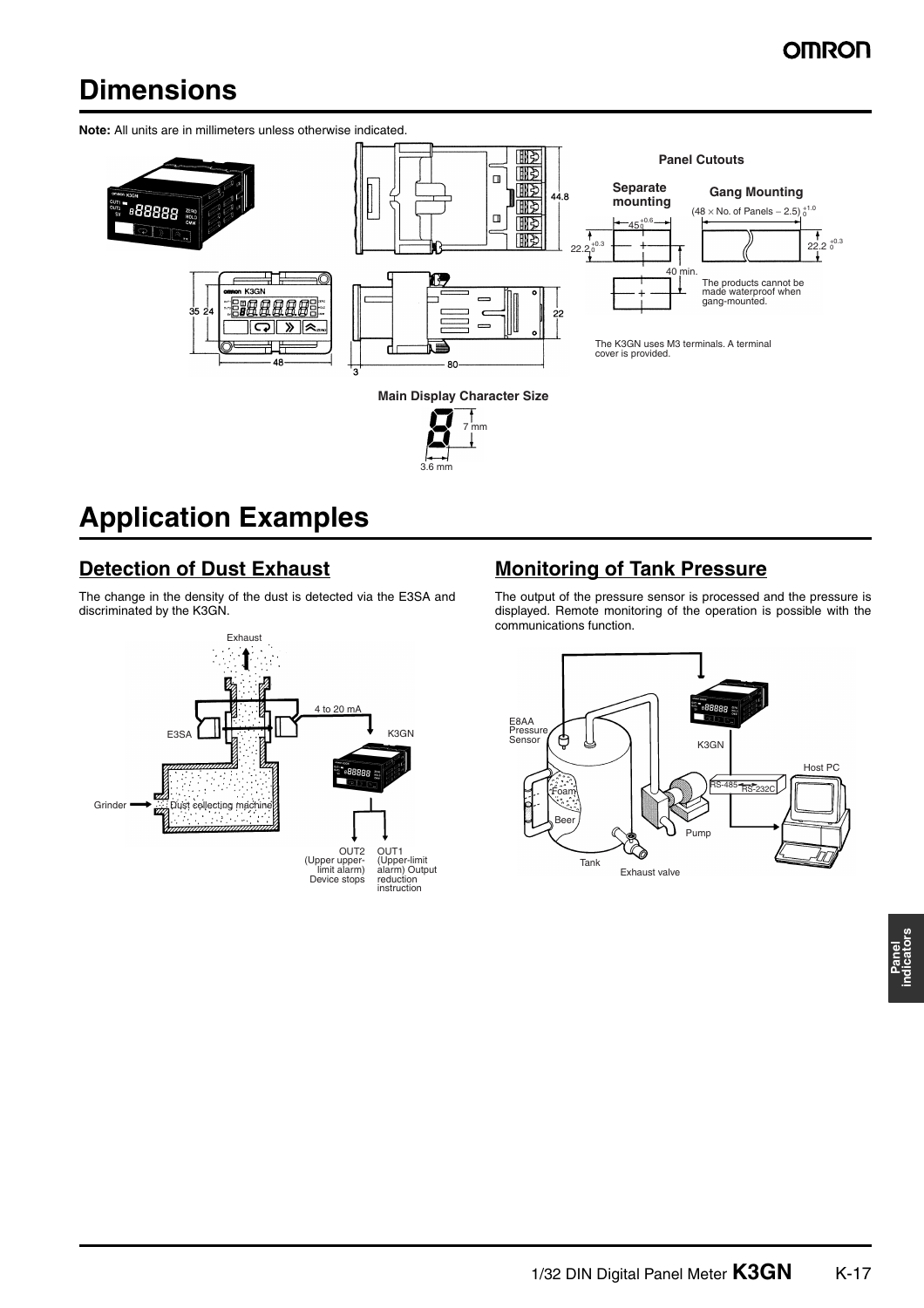# Dimensions

**Note:** All units are in millimeters unless otherwise indicated.

**Panel Cutouts**

**Separate mounting**

**Gang Mounting**

(48 × No. of Panels − 2.5) $^{+1.0}_{0}$

$45^{+0.6}_{0}$

$22.2^{+0.3}_{0}$

$22.2^{+0.3}_{0}$

40 min.

The products cannot be made waterproof when gang-mounted.

The K3GN uses M3 terminals. A terminal cover is provided.

**Main Display Character Size**

7 mm

3.6 mm

# Application Examples

## Detection of Dust Exhaust

The change in the density of the dust is detected via the E3SA and discriminated by the K3GN.

Exhaust

4 to 20 mA

E3SA

K3GN

Grinder

Dust collecting machine

OUT2 (Upper upper-limit alarm) Device stops

OUT1 (Upper-limit alarm) Output reduction instruction

## Monitoring of Tank Pressure

The output of the pressure sensor is processed and the pressure is displayed. Remote monitoring of the operation is possible with the communications function.

E8AA Pressure Sensor

K3GN

Host PC

RS-485

RS-232C

Foam

Beer

Pump

Tank

Exhaust valve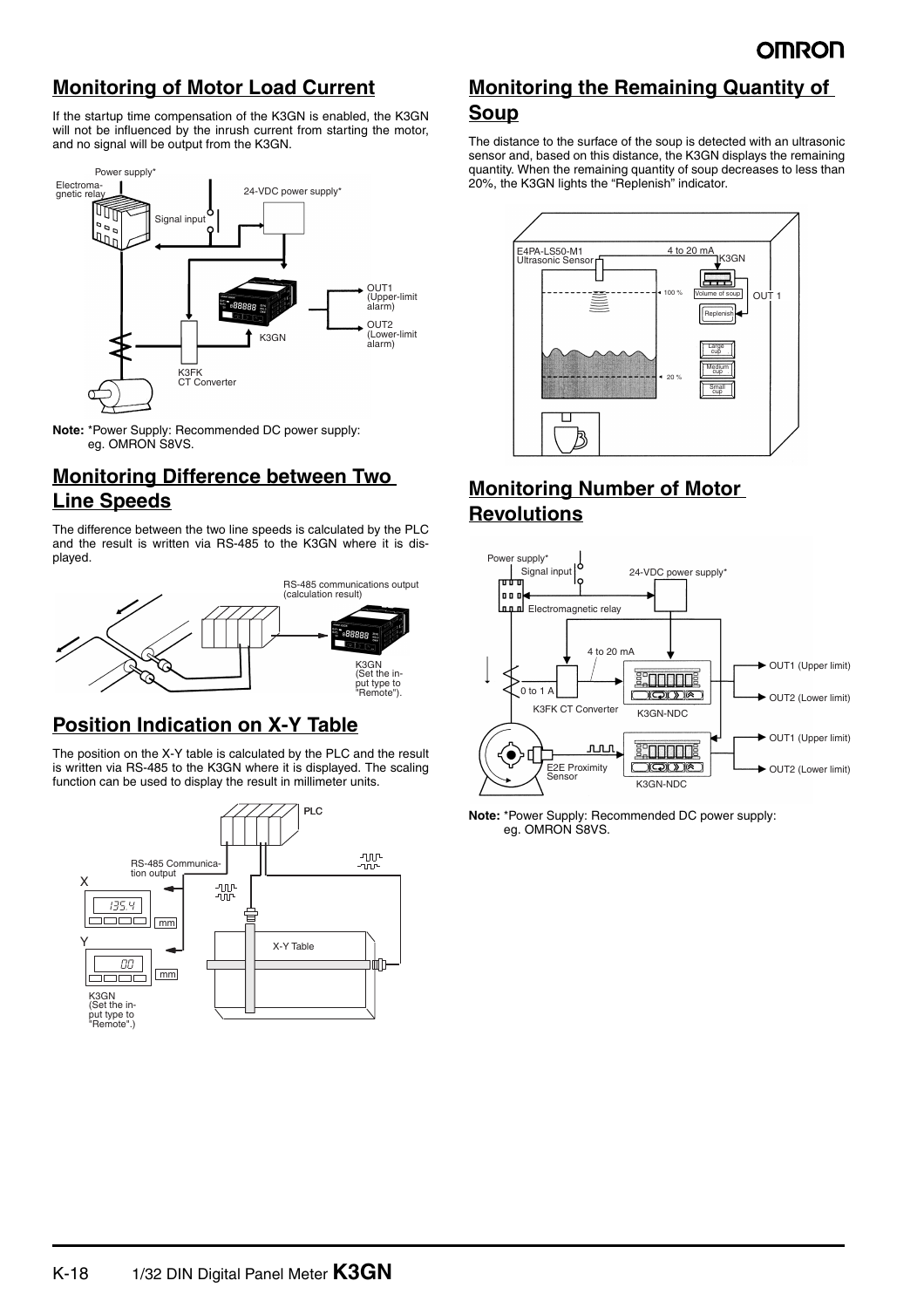## Monitoring of Motor Load Current

If the startup time compensation of the K3GN is enabled, the K3GN will not be influenced by the inrush current from starting the motor, and no signal will be output from the K3GN.

**Note:** *Power Supply: Recommended DC power supply: eg. OMRON S8VS.

## Monitoring Difference between Two Line Speeds

The difference between the two line speeds is calculated by the PLC and the result is written via RS-485 to the K3GN where it is displayed.

## Position Indication on X-Y Table

The position on the X-Y table is calculated by the PLC and the result is written via RS-485 to the K3GN where it is displayed. The scaling function can be used to display the result in millimeter units.

## Monitoring the Remaining Quantity of Soup

The distance to the surface of the soup is detected with an ultrasonic sensor and, based on this distance, the K3GN displays the remaining quantity. When the remaining quantity of soup decreases to less than 20%, the K3GN lights the "Replenish" indicator.

## Monitoring Number of Motor Revolutions

**Note:** *Power Supply: Recommended DC power supply: eg. OMRON S8VS.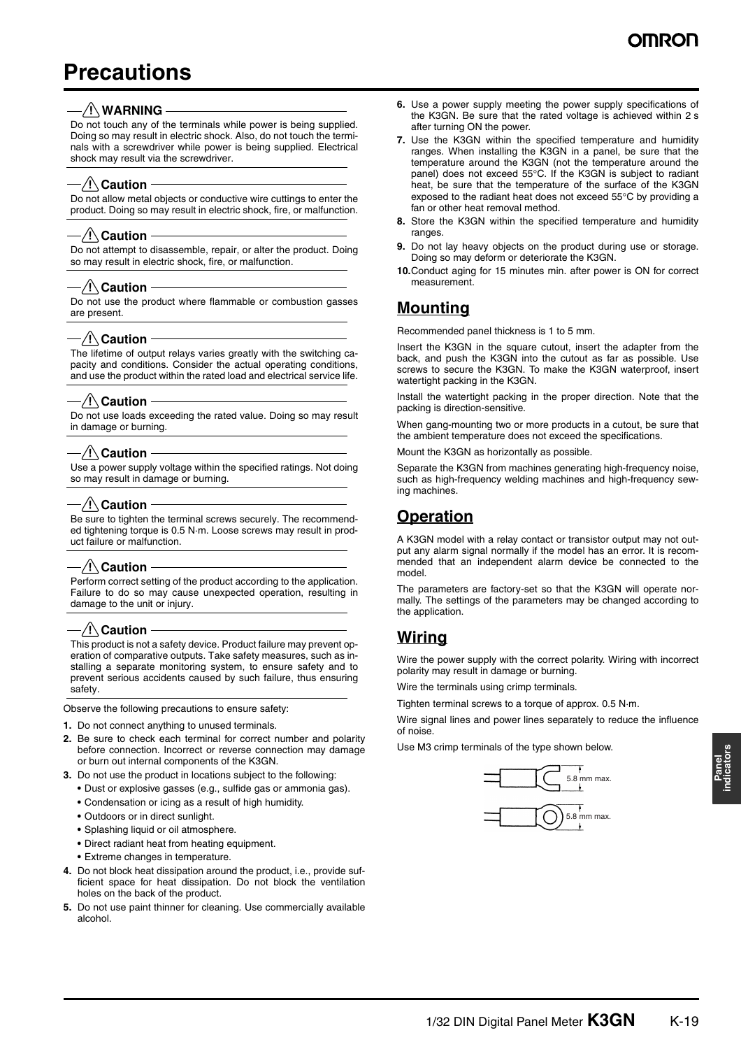# Precautions

**⚠ WARNING**

Do not touch any of the terminals while power is being supplied. Doing so may result in electric shock. Also, do not touch the terminals with a screwdriver while power is being supplied. Electrical shock may result via the screwdriver.

**⚠ Caution**

Do not allow metal objects or conductive wire cuttings to enter the product. Doing so may result in electric shock, fire, or malfunction.

**⚠ Caution**

Do not attempt to disassemble, repair, or alter the product. Doing so may result in electric shock, fire, or malfunction.

**⚠ Caution**

Do not use the product where flammable or combustion gasses are present.

**⚠ Caution**

The lifetime of output relays varies greatly with the switching capacity and conditions. Consider the actual operating conditions, and use the product within the rated load and electrical service life.

**⚠ Caution**

Do not use loads exceeding the rated value. Doing so may result in damage or burning.

**⚠ Caution**

Use a power supply voltage within the specified ratings. Not doing so may result in damage or burning.

**⚠ Caution**

Be sure to tighten the terminal screws securely. The recommended tightening torque is 0.5 N·m. Loose screws may result in product failure or malfunction.

**⚠ Caution**

Perform correct setting of the product according to the application. Failure to do so may cause unexpected operation, resulting in damage to the unit or injury.

**⚠ Caution**

This product is not a safety device. Product failure may prevent operation of comparative outputs. Take safety measures, such as installing a separate monitoring system, to ensure safety and to prevent serious accidents caused by such failure, thus ensuring safety.

Observe the following precautions to ensure safety:

1. Do not connect anything to unused terminals.
2. Be sure to check each terminal for correct number and polarity before connection. Incorrect or reverse connection may damage or burn out internal components of the K3GN.
3. Do not use the product in locations subject to the following:
   - Dust or explosive gasses (e.g., sulfide gas or ammonia gas).
   - Condensation or icing as a result of high humidity.
   - Outdoors or in direct sunlight.
   - Splashing liquid or oil atmosphere.
   - Direct radiant heat from heating equipment.
   - Extreme changes in temperature.
4. Do not block heat dissipation around the product, i.e., provide sufficient space for heat dissipation. Do not block the ventilation holes on the back of the product.
5. Do not use paint thinner for cleaning. Use commercially available alcohol.
6. Use a power supply meeting the power supply specifications of the K3GN. Be sure that the rated voltage is achieved within 2 s after turning ON the power.
7. Use the K3GN within the specified temperature and humidity ranges. When installing the K3GN in a panel, be sure that the temperature around the K3GN (not the temperature around the panel) does not exceed 55°C. If the K3GN is subject to radiant heat, be sure that the temperature of the surface of the K3GN exposed to the radiant heat does not exceed 55°C by providing a fan or other heat removal method.
8. Store the K3GN within the specified temperature and humidity ranges.
9. Do not lay heavy objects on the product during use or storage. Doing so may deform or deteriorate the K3GN.
10. Conduct aging for 15 minutes min. after power is ON for correct measurement.

## Mounting

Recommended panel thickness is 1 to 5 mm.

Insert the K3GN in the square cutout, insert the adapter from the back, and push the K3GN into the cutout as far as possible. Use screws to secure the K3GN. To make the K3GN waterproof, insert watertight packing in the K3GN.

Install the watertight packing in the proper direction. Note that the packing is direction-sensitive.

When gang-mounting two or more products in a cutout, be sure that the ambient temperature does not exceed the specifications.

Mount the K3GN as horizontally as possible.

Separate the K3GN from machines generating high-frequency noise, such as high-frequency welding machines and high-frequency sewing machines.

## Operation

A K3GN model with a relay contact or transistor output may not output any alarm signal normally if the model has an error. It is recommended that an independent alarm device be connected to the model.

The parameters are factory-set so that the K3GN will operate normally. The settings of the parameters may be changed according to the application.

## Wiring

Wire the power supply with the correct polarity. Wiring with incorrect polarity may result in damage or burning.

Wire the terminals using crimp terminals.

Tighten terminal screws to a torque of approx. 0.5 N·m.

Wire signal lines and power lines separately to reduce the influence of noise.

Use M3 crimp terminals of the type shown below.

5.8 mm max.

5.8 mm max.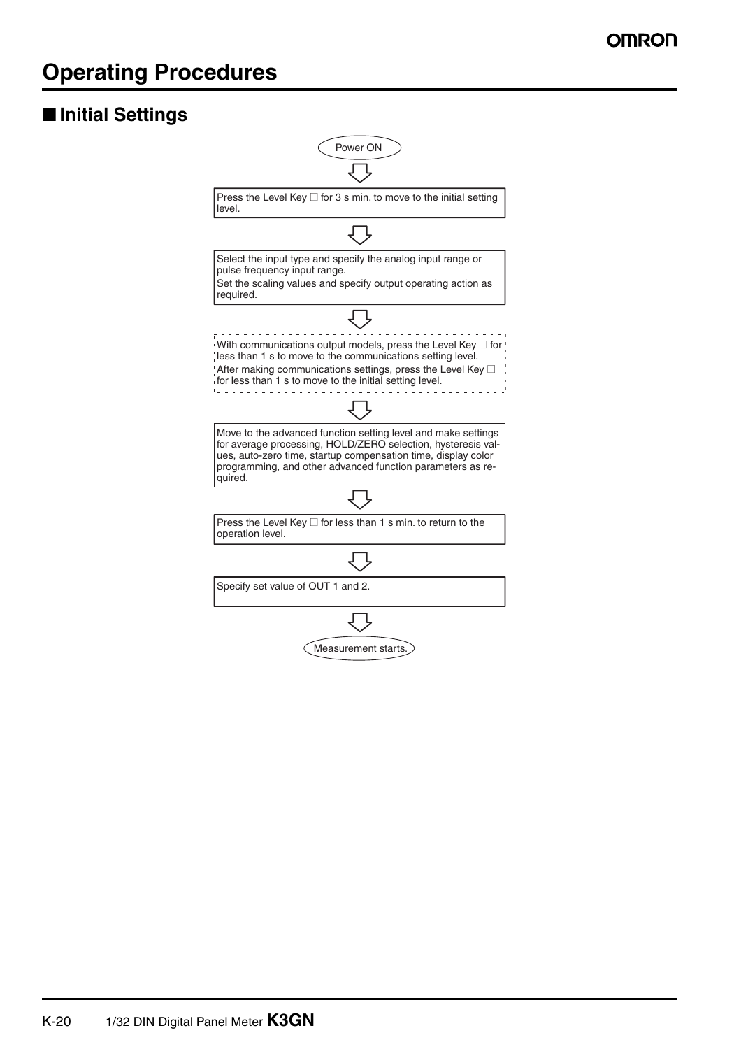# Operating Procedures

## ■ Initial Settings

Power ON

⇩

Press the Level Key □ for 3 s min. to move to the initial setting level.

⇩

Select the input type and specify the analog input range or pulse frequency input range.
Set the scaling values and specify output operating action as required.

⇩

With communications output models, press the Level Key □ for less than 1 s to move to the communications setting level.
After making communications settings, press the Level Key □ for less than 1 s to move to the initial setting level.

⇩

Move to the advanced function setting level and make settings for average processing, HOLD/ZERO selection, hysteresis values, auto-zero time, startup compensation time, display color programming, and other advanced function parameters as required.

⇩

Press the Level Key □ for less than 1 s min. to return to the operation level.

⇩

Specify set value of OUT 1 and 2.

⇩

Measurement starts.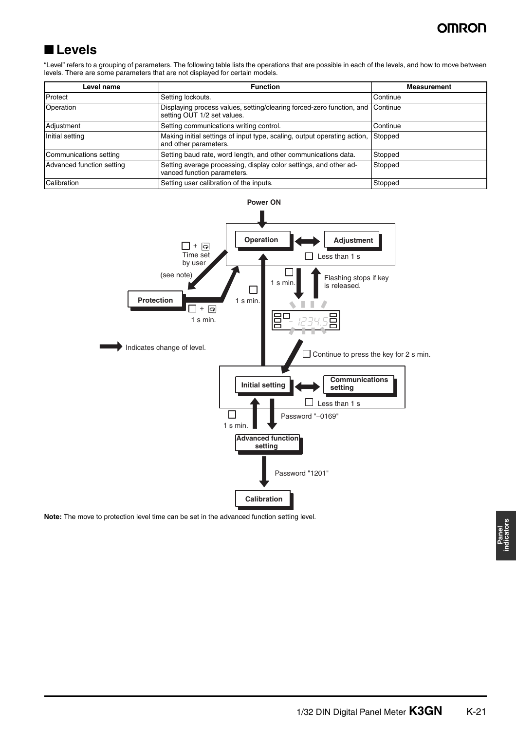## ■ Levels

"Level" refers to a grouping of parameters. The following table lists the operations that are possible in each of the levels, and how to move between levels. There are some parameters that are not displayed for certain models.

| Level name | Function | Measurement |
|---|---|---|
| Protect | Setting lockouts. | Continue |
| Operation | Displaying process values, setting/clearing forced-zero function, and setting OUT 1/2 set values. | Continue |
| Adjustment | Setting communications writing control. | Continue |
| Initial setting | Making initial settings of input type, scaling, output operating action, and other parameters. | Stopped |
| Communications setting | Setting baud rate, word length, and other communications data. | Stopped |
| Advanced function setting | Setting average processing, display color settings, and other advanced function parameters. | Stopped |
| Calibration | Setting user calibration of the inputs. | Stopped |

Power ON

Operation ⟷ Adjustment: Less than 1 s

Operation → Protection: □ + ⟳ Time set by user (see note)

Protection → Operation: □ + ⟳ 1 s min.

Operation → (display flashing): □ 1 s min.

Flashing stops if key is released.

□ Continue to press the key for 2 s min. → Initial setting

Initial setting → Operation: □ 1 s min.

Initial setting ⟷ Communications setting: □ Less than 1 s

Initial setting → Advanced function setting: Password "–0169"

Advanced function setting → Initial setting: □ 1 s min.

Advanced function setting → Calibration: Password "1201"

➡ Indicates change of level.

**Note:** The move to protection level time can be set in the advanced function setting level.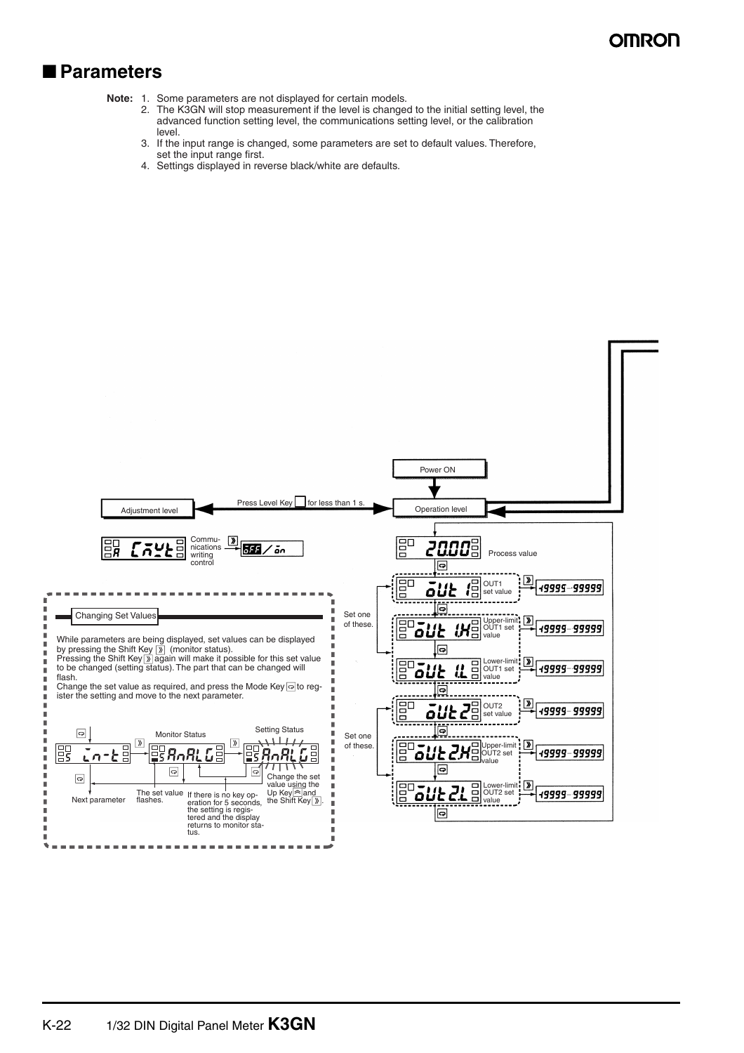## ■ Parameters

**Note:** 1. Some parameters are not displayed for certain models.
2. The K3GN will stop measurement if the level is changed to the initial setting level, the advanced function setting level, the communications setting level, or the calibration level.
3. If the input range is changed, some parameters are set to default values. Therefore, set the input range first.
4. Settings displayed in reverse black/white are defaults.

Power ON

Adjustment level — Press Level Key for less than 1 s. — Operation level

Communications writing control: OFF / on

Process value

Set one of these.

OUT1 set value: -19999 to 99999

Upper-limit OUT1 set value: -19999 to 99999

Lower-limit OUT1 set value: -19999 to 99999

Set one of these.

OUT2 set value: -19999 to 99999

Upper-limit OUT2 set value: -19999 to 99999

Lower-limit OUT2 set value: -19999 to 99999

### Changing Set Values

While parameters are being displayed, set values can be displayed by pressing the Shift Key (monitor status).
Pressing the Shift Key again will make it possible for this set value to be changed (setting status). The part that can be changed will flash.
Change the set value as required, and press the Mode Key to register the setting and move to the next parameter.

Monitor Status

Setting Status

Next parameter

The set value flashes.

If there is no key operation for 5 seconds, the setting is registered and the display returns to monitor status.

Change the set value using the Up Key and the Shift Key.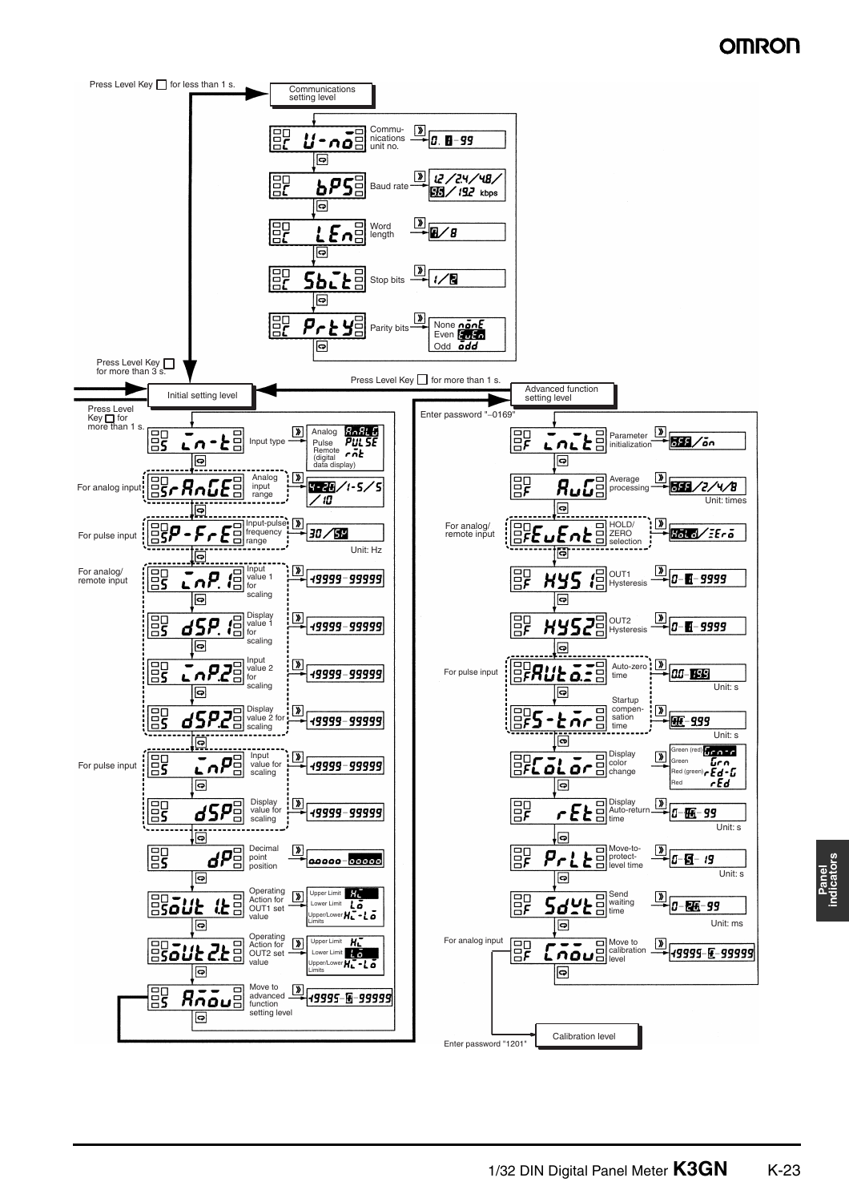Press Level Key for less than 1 s.

**Communications setting level**

| Display | Parameter | Setting range |
|---|---|---|
| U-no | Communications unit no. | 0, 1–99 |
| bPS | Baud rate | 1.2/2.4/4.8/9.6/19.2 kbps |
| LEn | Word length | 7/8 |
| SbiT | Stop bits | 1/2 |
| PrTY | Parity bits | None nonE / Even EvEn / Odd odd |

Press Level Key for more than 3 s.

Press Level Key for more than 1 s.

**Initial setting level**

Press Level Key for more than 1 s.

| Condition | Display | Parameter | Setting range |
|---|---|---|---|
| | in-t | Input type | Analog AnALG / Pulse PULSE / Remote (digital data display) rmt |
| For analog input | r-AnGE | Analog input range | 4-20/1-5/5/10 |
| For pulse input | P-FrE | Input-pulse frequency range | 30/5k (Unit: Hz) |
| For analog/remote input | inP.1 | Input value 1 for scaling | -19999–99999 |
| For analog/remote input | dSP.1 | Display value 1 for scaling | -19999–99999 |
| For analog/remote input | inP.2 | Input value 2 for scaling | -19999–99999 |
| For analog/remote input | dSP.2 | Display value 2 for scaling | -19999–99999 |
| For pulse input | inP | Input value for scaling | -19999–99999 |
| For pulse input | dSP | Display value for scaling | -19999–99999 |
| | dP | Decimal point position | oooooo–oooooo |
| | oUT1T | Operating Action for OUT1 set value | Upper Limit HI / Lower Limit Lo / Upper/Lower Limits HI-Lo |
| | oUT2T | Operating Action for OUT2 set value | Upper Limit HI / Lower Limit Lo / Upper/Lower Limits HI-Lo |
| | Amov | Move to advanced function setting level | -19999–0–99999 |

Enter password "–0169"

**Advanced function setting level**

| Condition | Display | Parameter | Setting range |
|---|---|---|---|
| | inIT | Parameter initialization | oFF/on |
| | AvG | Average processing | oFF/2/4/8 (Unit: times) |
| For analog/remote input | EvEnT | HOLD/ZERO selection | HoLd/ZEro |
| | HYS1 | OUT1 Hysteresis | 0–1–9999 |
| | HYS2 | OUT2 Hysteresis | 0–1–9999 |
| For pulse input | AUTo.Z | Auto-zero time | 0.0–19.9 (Unit: s) |
| For pulse input | S-Tmr | Startup compensation time | 0.0–99.9 (Unit: s) |
| | CoLor | Display color change | Green (red) Grn-r / Green Grn / Red (green) rEd-G / Red rEd |
| | rET | Display Auto-return time | 0–10–99 (Unit: s) |
| | PrLT | Move-to-protect-level time | 0–5–19 (Unit: s) |
| | SdWT | Send waiting time | 0–20–99 (Unit: ms) |
| For analog input | Cmov | Move to calibration level | -19999–0–99999 |

Enter password "1201"

**Calibration level**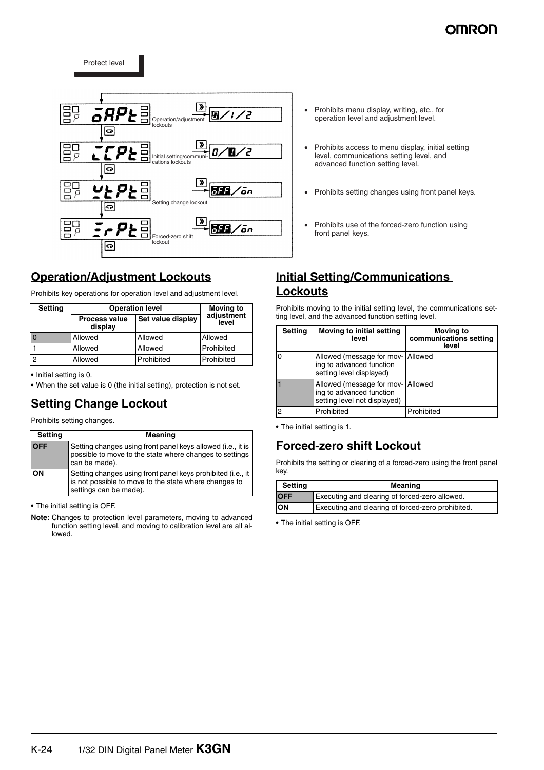Protect level

oAPt — Operation/adjustment lockouts — 0/1/2

iCPt — Initial setting/communications lockouts — 0/1/2

wtPt — Setting change lockout — off/on

zrPt — Forced-zero shift lockout — off/on

- Prohibits menu display, writing, etc., for operation level and adjustment level.
- Prohibits access to menu display, initial setting level, communications setting level, and advanced function setting level.
- Prohibits setting changes using front panel keys.
- Prohibits use of the forced-zero function using front panel keys.

## Operation/Adjustment Lockouts

Prohibits key operations for operation level and adjustment level.

| Setting | Operation level | | Moving to adjustment level |
|---|---|---|---|
| | Process value display | Set value display | |
| 0 | Allowed | Allowed | Allowed |
| 1 | Allowed | Allowed | Prohibited |
| 2 | Allowed | Prohibited | Prohibited |

- Initial setting is 0.
- When the set value is 0 (the initial setting), protection is not set.

## Setting Change Lockout

Prohibits setting changes.

| Setting | Meaning |
|---|---|
| OFF | Setting changes using front panel keys allowed (i.e., it is possible to move to the state where changes to settings can be made). |
| ON | Setting changes using front panel keys prohibited (i.e., it is not possible to move to the state where changes to settings can be made). |

- The initial setting is OFF.

**Note:** Changes to protection level parameters, moving to advanced function setting level, and moving to calibration level are all allowed.

## Initial Setting/Communications Lockouts

Prohibits moving to the initial setting level, the communications setting level, and the advanced function setting level.

| Setting | Moving to initial setting level | Moving to communications setting level |
|---|---|---|
| 0 | Allowed (message for moving to advanced function setting level displayed) | Allowed |
| 1 | Allowed (message for moving to advanced function setting level not displayed) | Allowed |
| 2 | Prohibited | Prohibited |

- The initial setting is 1.

## Forced-zero shift Lockout

Prohibits the setting or clearing of a forced-zero using the front panel key.

| Setting | Meaning |
|---|---|
| OFF | Executing and clearing of forced-zero allowed. |
| ON | Executing and clearing of forced-zero prohibited. |

- The initial setting is OFF.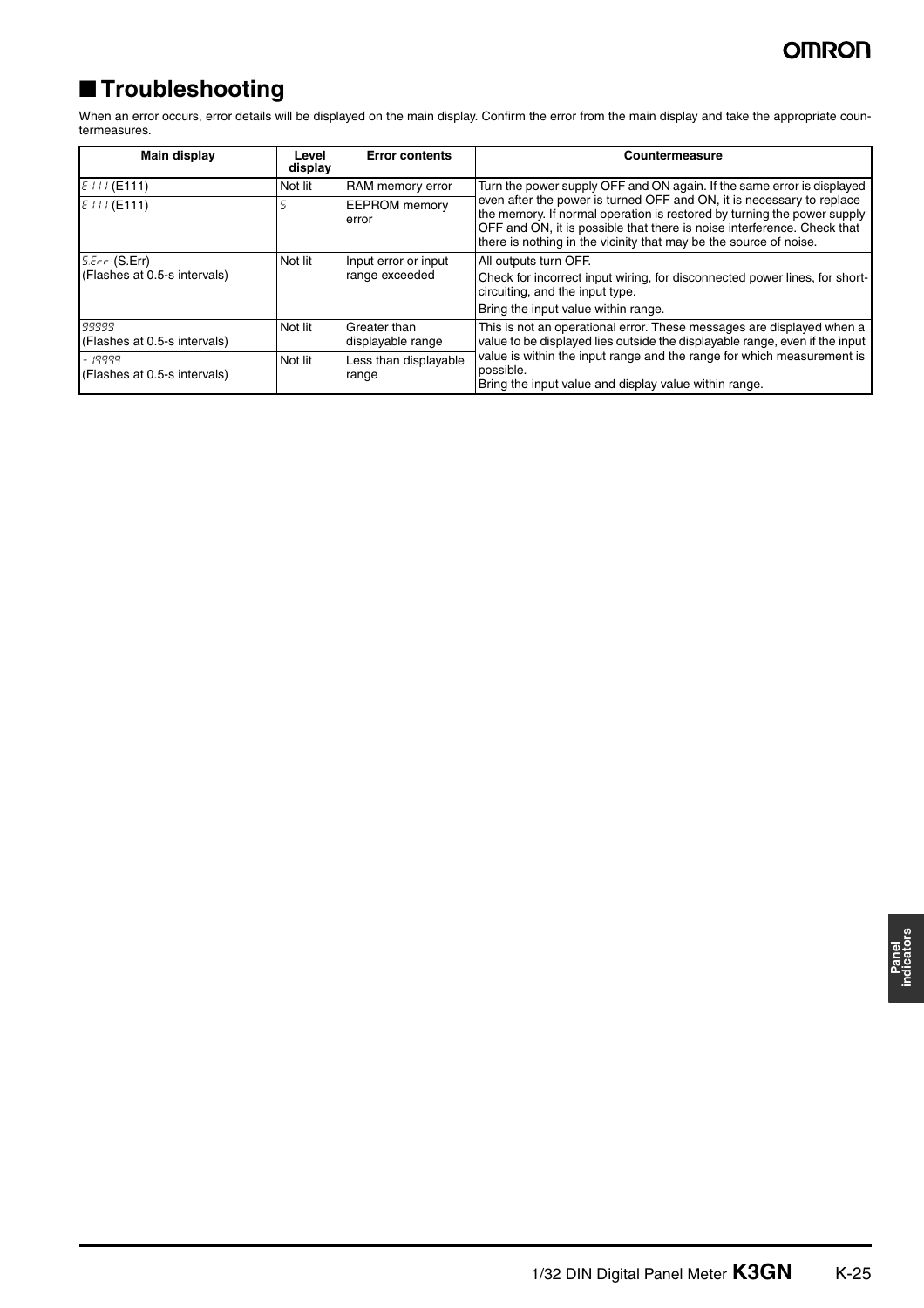## ■ Troubleshooting

When an error occurs, error details will be displayed on the main display. Confirm the error from the main display and take the appropriate countermeasures.

| Main display | Level display | Error contents | Countermeasure |
|---|---|---|---|
| E111 (E111) | Not lit | RAM memory error | Turn the power supply OFF and ON again. If the same error is displayed even after the power is turned OFF and ON, it is necessary to replace the memory. If normal operation is restored by turning the power supply OFF and ON, it is possible that there is noise interference. Check that there is nothing in the vicinity that may be the source of noise. |
| E111 (E111) | S | EEPROM memory error | |
| S.Err (S.Err) (Flashes at 0.5-s intervals) | Not lit | Input error or input range exceeded | All outputs turn OFF. Check for incorrect input wiring, for disconnected power lines, for short-circuiting, and the input type. Bring the input value within range. |
| 99999 (Flashes at 0.5-s intervals) | Not lit | Greater than displayable range | This is not an operational error. These messages are displayed when a value to be displayed lies outside the displayable range, even if the input value is within the input range and the range for which measurement is possible. Bring the input value and display value within range. |
| -19999 (Flashes at 0.5-s intervals) | Not lit | Less than displayable range | |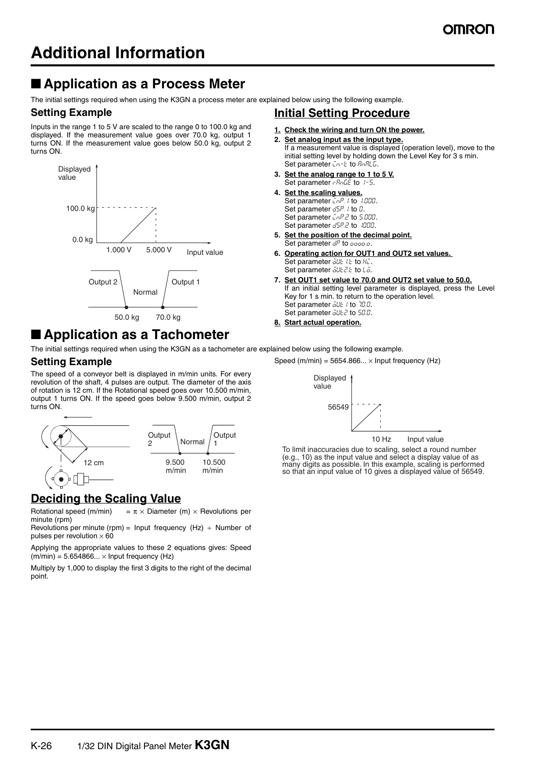# Additional Information

## ■ Application as a Process Meter

The initial settings required when using the K3GN a process meter are explained below using the following example.

### Setting Example

Inputs in the range 1 to 5 V are scaled to the range 0 to 100.0 kg and displayed. If the measurement value goes over 70.0 kg, output 1 turns ON. If the measurement value goes below 50.0 kg, output 2 turns ON.

Displayed value: 100.0 kg at 5.000 V, 0.0 kg at 1.000 V (Input value)

Output 2 — 50.0 kg — Normal — 70.0 kg — Output 1

### Initial Setting Procedure

1. **Check the wiring and turn ON the power.**
2. **Set analog input as the input type.**
   If a measurement value is displayed (operation level), move to the initial setting level by holding down the Level Key for 3 s min.
   Set parameter in-t to AnALG.
3. **Set the analog range to 1 to 5 V.**
   Set parameter rAnGE to 1-5.
4. **Set the scaling values.**
   Set parameter inP.1 to 1.000.
   Set parameter dSP.1 to 0.
   Set parameter inP.2 to 5.000.
   Set parameter dSP.2 to 1000.
5. **Set the position of the decimal point.**
   Set parameter dP to oooo.o.
6. **Operating action for OUT1 and OUT2 set values.**
   Set parameter oUt1.t to Hi.
   Set parameter oUt2.t to Lo.
7. **Set OUT1 set value to 70.0 and OUT2 set value to 50.0.**
   If an initial setting level parameter is displayed, press the Level Key for 1 s min. to return to the operation level.
   Set parameter oUt1 to 70.0.
   Set parameter oUt2 to 50.0.
8. **Start actual operation.**

## ■ Application as a Tachometer

The initial settings required when using the K3GN as a tachometer are explained below using the following example.

### Setting Example

The speed of a conveyor belt is displayed in m/min units. For every revolution of the shaft, 4 pulses are output. The diameter of the axis of rotation is 12 cm. If the Rotational speed goes over 10.500 m/min, output 1 turns ON. If the speed goes below 9.500 m/min, output 2 turns ON.

12 cm

Output 2 — 9.500 m/min — Normal — 10.500 m/min — Output 1

### Deciding the Scaling Value

Rotational speed (m/min) $= \pi \times$ Diameter (m) $\times$ Revolutions per minute (rpm)

Revolutions per minute (rpm) = Input frequency (Hz) $\div$ Number of pulses per revolution $\times$ 60

Applying the appropriate values to these 2 equations gives: Speed (m/min) = 5.654866... $\times$ Input frequency (Hz)

Multiply by 1,000 to display the first 3 digits to the right of the decimal point.

Speed (m/min) = 5654.866... $\times$ Input frequency (Hz)

Displayed value: 56549 at 10 Hz (Input value)

To limit inaccuracies due to scaling, select a round number (e.g., 10) as the input value and select a display value of as many digits as possible. In this example, scaling is performed so that an input value of 10 gives a displayed value of 56549.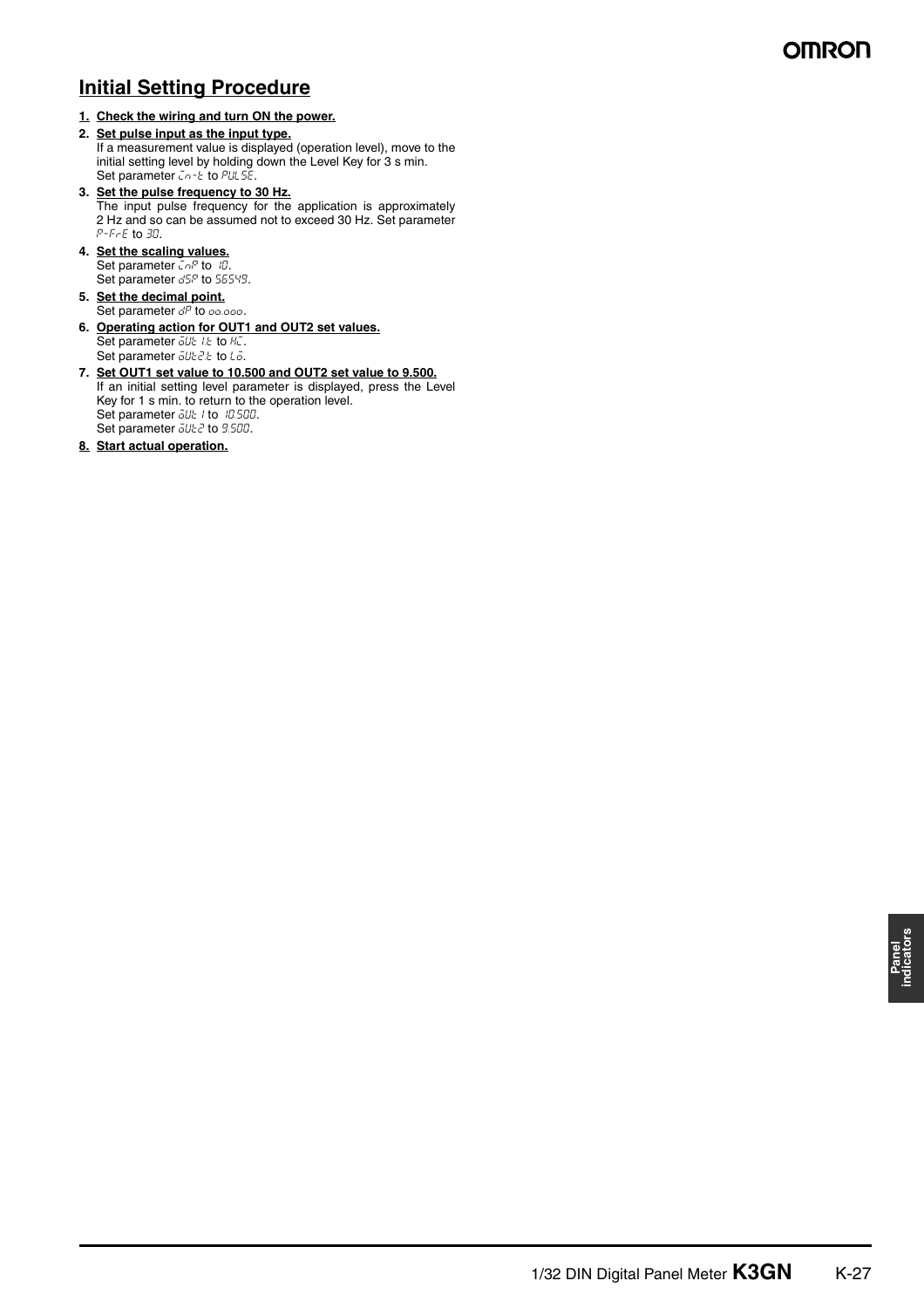## Initial Setting Procedure

1. **Check the wiring and turn ON the power.**
2. **Set pulse input as the input type.**
   If a measurement value is displayed (operation level), move to the initial setting level by holding down the Level Key for 3 s min.
   Set parameter in-t to PULSE.
3. **Set the pulse frequency to 30 Hz.**
   The input pulse frequency for the application is approximately 2 Hz and so can be assumed not to exceed 30 Hz. Set parameter P-FrE to 30.
4. **Set the scaling values.**
   Set parameter inP to 10.
   Set parameter dSP to 56549.
5. **Set the decimal point.**
   Set parameter dP to 00.000.
6. **Operating action for OUT1 and OUT2 set values.**
   Set parameter oUt1.t to Hi.
   Set parameter oUt2.t to Lo.
7. **Set OUT1 set value to 10.500 and OUT2 set value to 9.500.**
   If an initial setting level parameter is displayed, press the Level Key for 1 s min. to return to the operation level.
   Set parameter oUt1 to 10.500.
   Set parameter oUt2 to 9.500.
8. **Start actual operation.**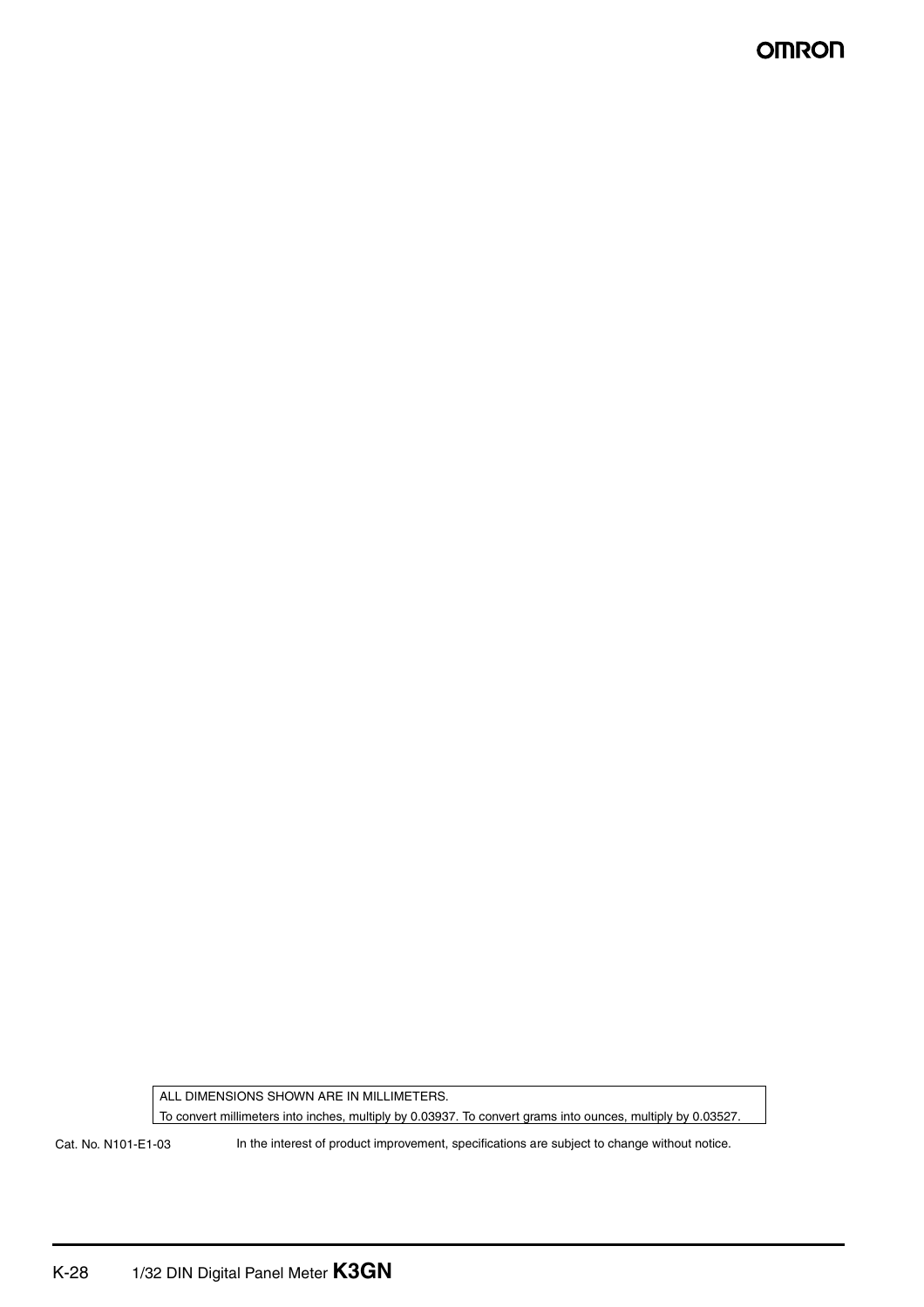ALL DIMENSIONS SHOWN ARE IN MILLIMETERS.

To convert millimeters into inches, multiply by 0.03937. To convert grams into ounces, multiply by 0.03527.

Cat. No. N101-E1-03

In the interest of product improvement, specifications are subject to change without notice.